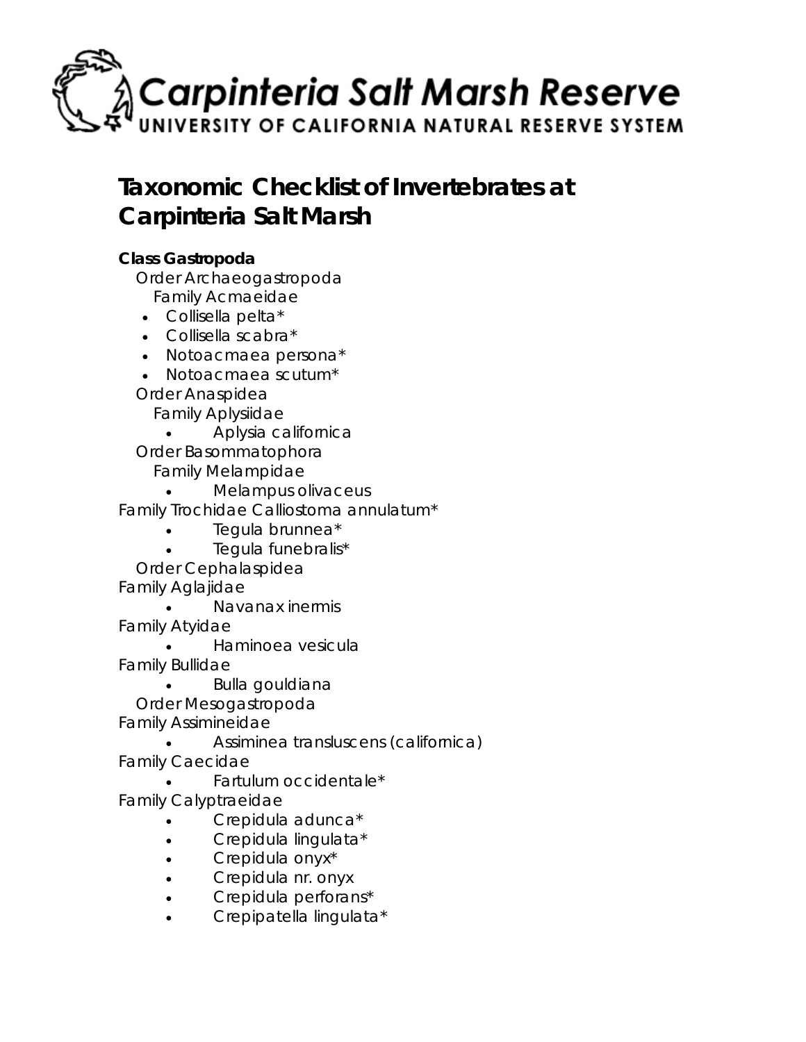# Carpinteria Salt Marsh Reserve

UNIVERSITY OF CALIFORNIA NATURAL RESERVE SYSTEM

## Taxonomic Checklist of Invertebrates at Carpinteria Salt Marsh

**Class Gastropoda**

Order Archaeogastropoda

Family Acmaeidae

- Collisella pelta*
- Collisella scabra*
- Notoacmaea persona*
- Notoacmaea scutum*

Order Anaspidea

Family Aplysiidae

- Aplysia californica

Order Basommatophora

Family Melampidae

- Melampus olivaceus

Family Trochidae Calliostoma annulatum*

- Tegula brunnea*
- Tegula funebralis*

Order Cephalaspidea

Family Aglajidae

- Navanax inermis

Family Atyidae

- Haminoea vesicula

Family Bullidae

- Bulla gouldiana

Order Mesogastropoda

Family Assimineidae

- Assiminea transluscens (californica)

Family Caecidae

- Fartulum occidentale*

Family Calyptraeidae

- Crepidula adunca*
- Crepidula lingulata*
- Crepidula onyx*
- Crepidula nr. onyx
- Crepidula perforans*
- Crepipatella lingulata*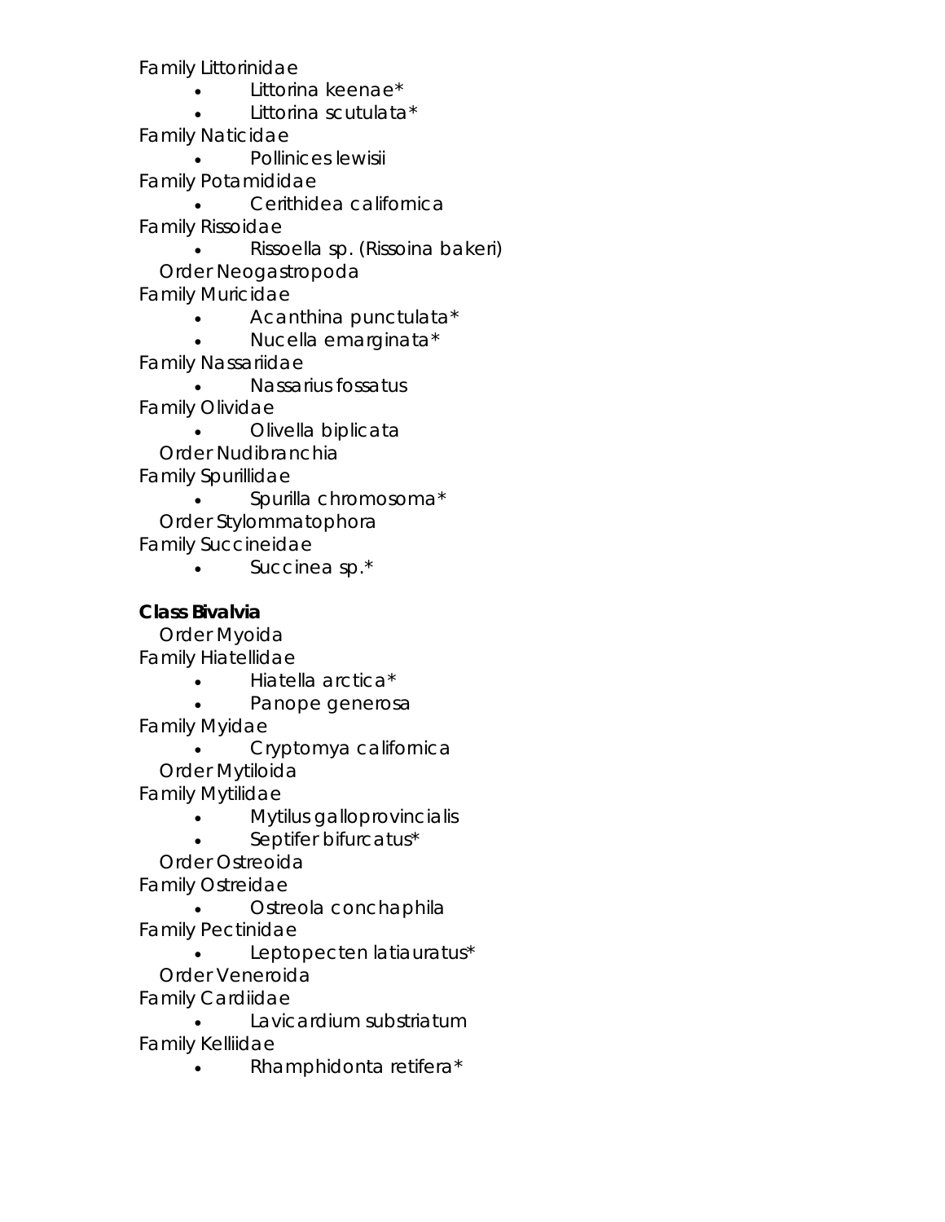Family Littorinidae

- Littorina keenae*
- Littorina scutulata*

Family Naticidae

- Pollinices lewisii

Family Potamididae

- Cerithidea californica

Family Rissoidae

- Rissoella sp. (Rissoina bakeri)

Order Neogastropoda

Family Muricidae

- Acanthina punctulata*
- Nucella emarginata*

Family Nassariidae

- Nassarius fossatus

Family Olividae

- Olivella biplicata

Order Nudibranchia

Family Spurillidae

- Spurilla chromosoma*

Order Stylommatophora

Family Succineidae

- Succinea sp.*

**Class Bivalvia**

Order Myoida

Family Hiatellidae

- Hiatella arctica*
- Panope generosa

Family Myidae

- Cryptomya californica

Order Mytiloida

Family Mytilidae

- Mytilus galloprovincialis
- Septifer bifurcatus*

Order Ostreoida

Family Ostreidae

- Ostreola conchaphila

Family Pectinidae

- Leptopecten latiauratus*

Order Veneroida

Family Cardiidae

- Lavicardium substriatum

Family Kelliidae

- Rhamphidonta retifera*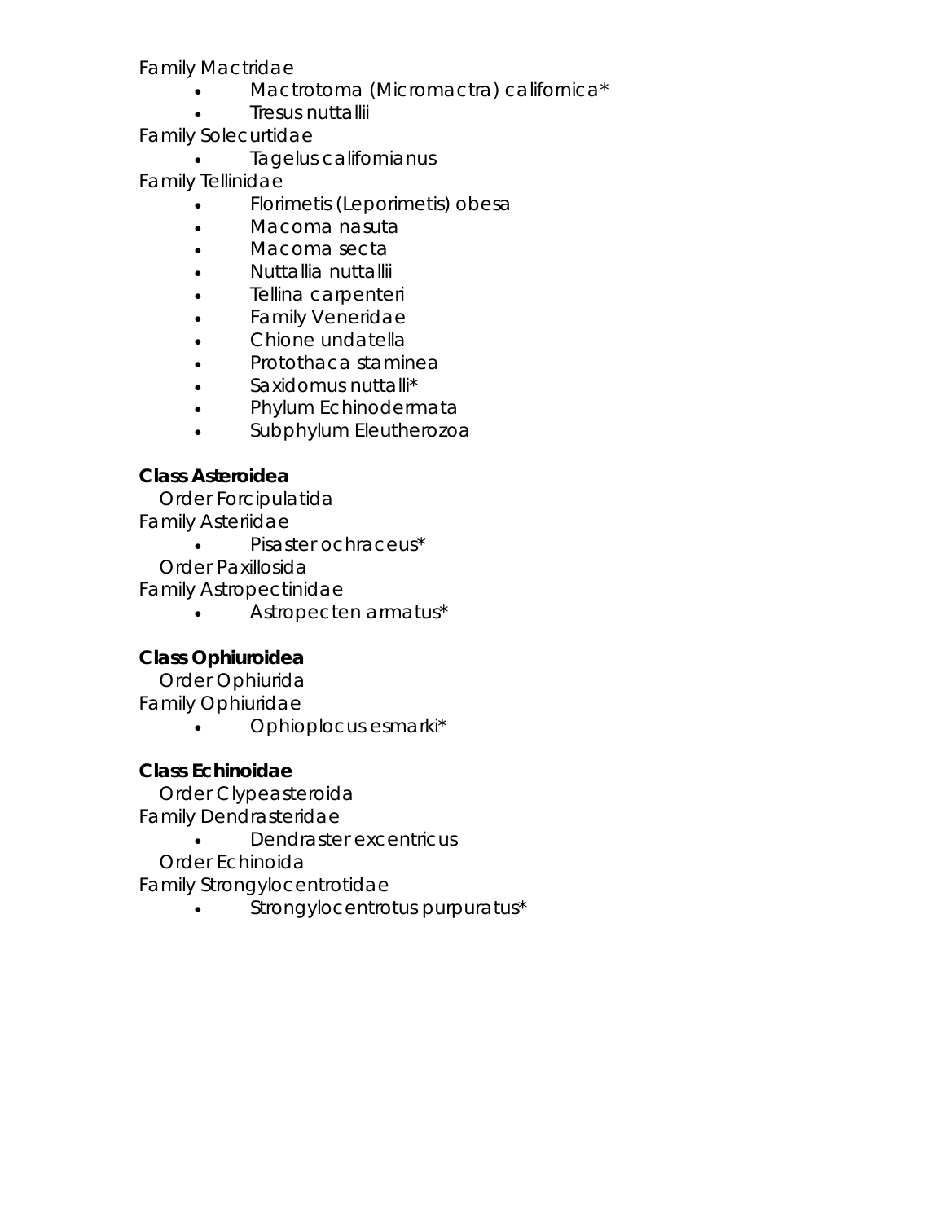Family Mactridae

- Mactrotoma (Micromactra) californica*
- Tresus nuttallii

Family Solecurtidae

- Tagelus californianus

Family Tellinidae

- Florimetis (Leporimetis) obesa
- Macoma nasuta
- Macoma secta
- Nuttallia nuttallii
- Tellina carpenteri
- Family Veneridae
- Chione undatella
- Protothaca staminea
- Saxidomus nuttalli*
- Phylum Echinodermata
- Subphylum Eleutherozoa

**Class Asteroidea**

Order Forcipulatida

Family Asteriidae

- Pisaster ochraceus*

Order Paxillosida

Family Astropectinidae

- Astropecten armatus*

**Class Ophiuroidea**

Order Ophiurida

Family Ophiuridae

- Ophioplocus esmarki*

**Class Echinoidae**

Order Clypeasteroida

Family Dendrasteridae

- Dendraster excentricus

Order Echinoida

Family Strongylocentrotidae

- Strongylocentrotus purpuratus*